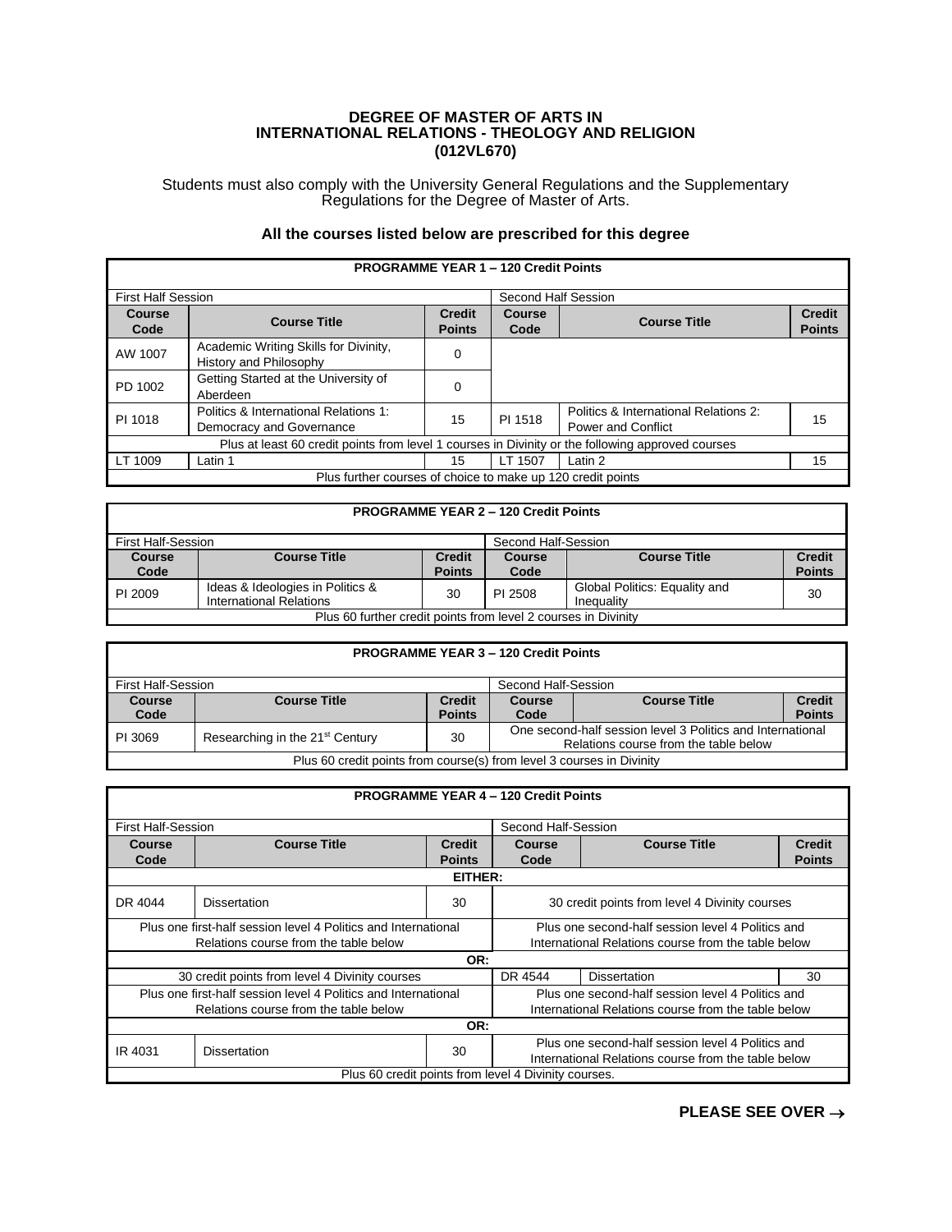# DEGREE OF MASTER OF ARTS IN INTERNATIONAL RELATIONS - THEOLOGY AND RELIGION (012VL670)

Students must also comply with the University General Regulations and the Supplementary Regulations for the Degree of Master of Arts.

**All the courses listed below are prescribed for this degree**

| PROGRAMME YEAR 1 – 120 Credit Points | | | | | |
|---|---|---|---|---|---|
| First Half Session | | | Second Half Session | | |
| **Course Code** | **Course Title** | **Credit Points** | **Course Code** | **Course Title** | **Credit Points** |
| AW 1007 | Academic Writing Skills for Divinity, History and Philosophy | 0 | | | |
| PD 1002 | Getting Started at the University of Aberdeen | 0 | | | |
| PI 1018 | Politics & International Relations 1: Democracy and Governance | 15 | PI 1518 | Politics & International Relations 2: Power and Conflict | 15 |
| Plus at least 60 credit points from level 1 courses in Divinity or the following approved courses | | | | | |
| LT 1009 | Latin 1 | 15 | LT 1507 | Latin 2 | 15 |
| Plus further courses of choice to make up 120 credit points | | | | | |

| PROGRAMME YEAR 2 – 120 Credit Points | | | | | |
|---|---|---|---|---|---|
| First Half-Session | | | Second Half-Session | | |
| **Course Code** | **Course Title** | **Credit Points** | **Course Code** | **Course Title** | **Credit Points** |
| PI 2009 | Ideas & Ideologies in Politics & International Relations | 30 | PI 2508 | Global Politics: Equality and Inequality | 30 |
| Plus 60 further credit points from level 2 courses in Divinity | | | | | |

| PROGRAMME YEAR 3 – 120 Credit Points | | | | | |
|---|---|---|---|---|---|
| First Half-Session | | | Second Half-Session | | |
| **Course Code** | **Course Title** | **Credit Points** | **Course Code** | **Course Title** | **Credit Points** |
| PI 3069 | Researching in the 21st Century | 30 | One second-half session level 3 Politics and International Relations course from the table below | | |
| Plus 60 credit points from course(s) from level 3 courses in Divinity | | | | | |

| PROGRAMME YEAR 4 – 120 Credit Points | | | | | |
|---|---|---|---|---|---|
| First Half-Session | | | Second Half-Session | | |
| **Course Code** | **Course Title** | **Credit Points** | **Course Code** | **Course Title** | **Credit Points** |
| **EITHER:** | | | | | |
| DR 4044 | Dissertation | 30 | 30 credit points from level 4 Divinity courses | | |
| Plus one first-half session level 4 Politics and International Relations course from the table below | | | Plus one second-half session level 4 Politics and International Relations course from the table below | | |
| **OR:** | | | | | |
| 30 credit points from level 4 Divinity courses | | | DR 4544 | Dissertation | 30 |
| Plus one first-half session level 4 Politics and International Relations course from the table below | | | Plus one second-half session level 4 Politics and International Relations course from the table below | | |
| **OR:** | | | | | |
| IR 4031 | Dissertation | 30 | Plus one second-half session level 4 Politics and International Relations course from the table below | | |
| Plus 60 credit points from level 4 Divinity courses. | | | | | |

**PLEASE SEE OVER →**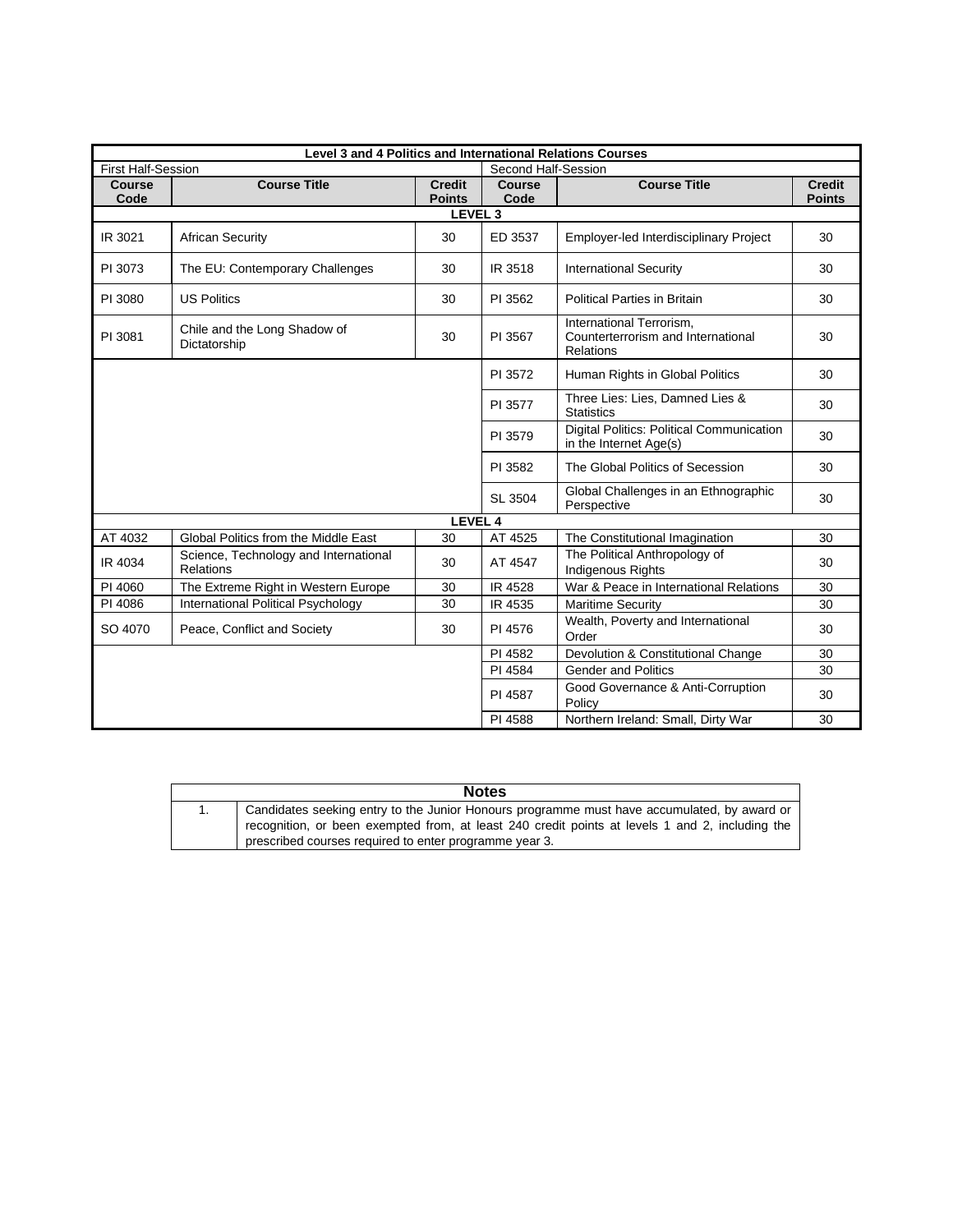| Level 3 and 4 Politics and International Relations Courses | | | | | |
|---|---|---|---|---|---|
| First Half-Session | | | Second Half-Session | | |
| **Course Code** | **Course Title** | **Credit Points** | **Course Code** | **Course Title** | **Credit Points** |
| **LEVEL 3** | | | | | |
| IR 3021 | African Security | 30 | ED 3537 | Employer-led Interdisciplinary Project | 30 |
| PI 3073 | The EU: Contemporary Challenges | 30 | IR 3518 | International Security | 30 |
| PI 3080 | US Politics | 30 | PI 3562 | Political Parties in Britain | 30 |
| PI 3081 | Chile and the Long Shadow of Dictatorship | 30 | PI 3567 | International Terrorism, Counterterrorism and International Relations | 30 |
| | | | PI 3572 | Human Rights in Global Politics | 30 |
| | | | PI 3577 | Three Lies: Lies, Damned Lies & Statistics | 30 |
| | | | PI 3579 | Digital Politics: Political Communication in the Internet Age(s) | 30 |
| | | | PI 3582 | The Global Politics of Secession | 30 |
| | | | SL 3504 | Global Challenges in an Ethnographic Perspective | 30 |
| **LEVEL 4** | | | | | |
| AT 4032 | Global Politics from the Middle East | 30 | AT 4525 | The Constitutional Imagination | 30 |
| IR 4034 | Science, Technology and International Relations | 30 | AT 4547 | The Political Anthropology of Indigenous Rights | 30 |
| PI 4060 | The Extreme Right in Western Europe | 30 | IR 4528 | War & Peace in International Relations | 30 |
| PI 4086 | International Political Psychology | 30 | IR 4535 | Maritime Security | 30 |
| SO 4070 | Peace, Conflict and Society | 30 | PI 4576 | Wealth, Poverty and International Order | 30 |
| | | | PI 4582 | Devolution & Constitutional Change | 30 |
| | | | PI 4584 | Gender and Politics | 30 |
| | | | PI 4587 | Good Governance & Anti-Corruption Policy | 30 |
| | | | PI 4588 | Northern Ireland: Small, Dirty War | 30 |

| **Notes** | |
|---|---|
| 1. | Candidates seeking entry to the Junior Honours programme must have accumulated, by award or recognition, or been exempted from, at least 240 credit points at levels 1 and 2, including the prescribed courses required to enter programme year 3. |